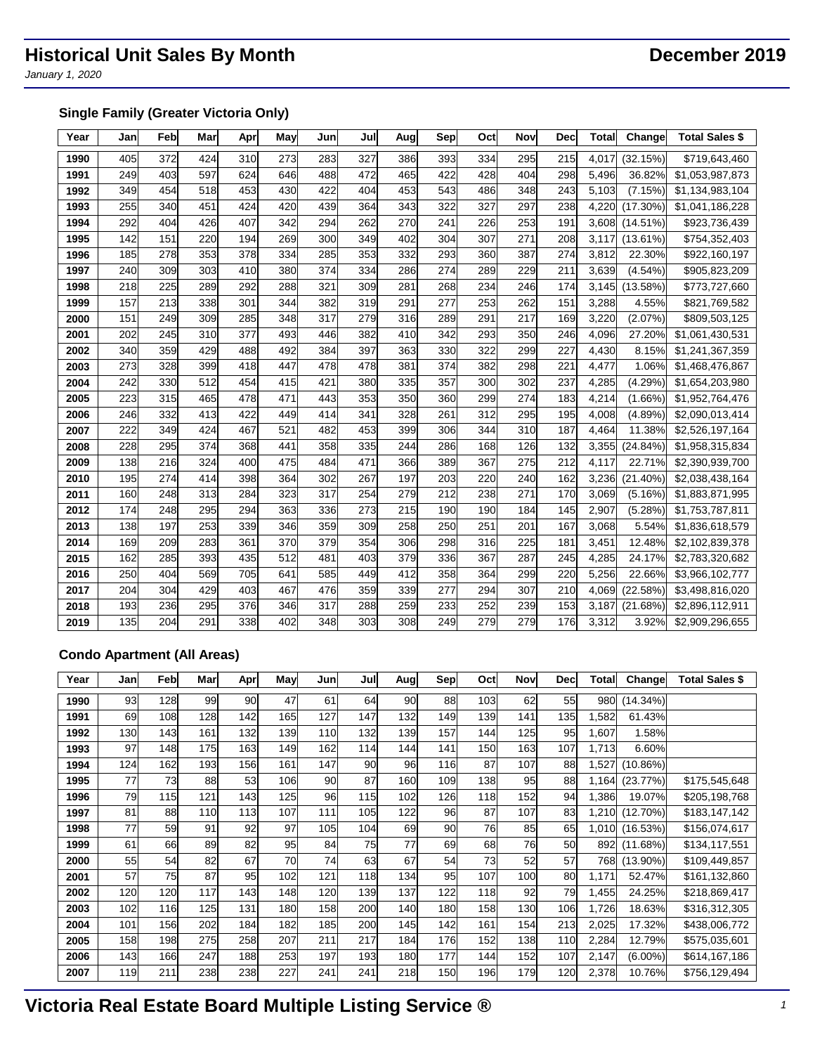# Historical Unit Sales By Month

**December 2019**

*January 1, 2020*

### Single Family (Greater Victoria Only)

| Year | Jan | Feb | Mar | Apr | May | Jun | Jul | Aug | Sep | Oct | Nov | Dec | Total | Change | Total Sales $ |
|---|---|---|---|---|---|---|---|---|---|---|---|---|---|---|---|
| 1990 | 405 | 372 | 424 | 310 | 273 | 283 | 327 | 386 | 393 | 334 | 295 | 215 | 4,017 | (32.15%) | $719,643,460 |
| 1991 | 249 | 403 | 597 | 624 | 646 | 488 | 472 | 465 | 422 | 428 | 404 | 298 | 5,496 | 36.82% | $1,053,987,873 |
| 1992 | 349 | 454 | 518 | 453 | 430 | 422 | 404 | 453 | 543 | 486 | 348 | 243 | 5,103 | (7.15%) | $1,134,983,104 |
| 1993 | 255 | 340 | 451 | 424 | 420 | 439 | 364 | 343 | 322 | 327 | 297 | 238 | 4,220 | (17.30%) | $1,041,186,228 |
| 1994 | 292 | 404 | 426 | 407 | 342 | 294 | 262 | 270 | 241 | 226 | 253 | 191 | 3,608 | (14.51%) | $923,736,439 |
| 1995 | 142 | 151 | 220 | 194 | 269 | 300 | 349 | 402 | 304 | 307 | 271 | 208 | 3,117 | (13.61%) | $754,352,403 |
| 1996 | 185 | 278 | 353 | 378 | 334 | 285 | 353 | 332 | 293 | 360 | 387 | 274 | 3,812 | 22.30% | $922,160,197 |
| 1997 | 240 | 309 | 303 | 410 | 380 | 374 | 334 | 286 | 274 | 289 | 229 | 211 | 3,639 | (4.54%) | $905,823,209 |
| 1998 | 218 | 225 | 289 | 292 | 288 | 321 | 309 | 281 | 268 | 234 | 246 | 174 | 3,145 | (13.58%) | $773,727,660 |
| 1999 | 157 | 213 | 338 | 301 | 344 | 382 | 319 | 291 | 277 | 253 | 262 | 151 | 3,288 | 4.55% | $821,769,582 |
| 2000 | 151 | 249 | 309 | 285 | 348 | 317 | 279 | 316 | 289 | 291 | 217 | 169 | 3,220 | (2.07%) | $809,503,125 |
| 2001 | 202 | 245 | 310 | 377 | 493 | 446 | 382 | 410 | 342 | 293 | 350 | 246 | 4,096 | 27.20% | $1,061,430,531 |
| 2002 | 340 | 359 | 429 | 488 | 492 | 384 | 397 | 363 | 330 | 322 | 299 | 227 | 4,430 | 8.15% | $1,241,367,359 |
| 2003 | 273 | 328 | 399 | 418 | 447 | 478 | 478 | 381 | 374 | 382 | 298 | 221 | 4,477 | 1.06% | $1,468,476,867 |
| 2004 | 242 | 330 | 512 | 454 | 415 | 421 | 380 | 335 | 357 | 300 | 302 | 237 | 4,285 | (4.29%) | $1,654,203,980 |
| 2005 | 223 | 315 | 465 | 478 | 471 | 443 | 353 | 350 | 360 | 299 | 274 | 183 | 4,214 | (1.66%) | $1,952,764,476 |
| 2006 | 246 | 332 | 413 | 422 | 449 | 414 | 341 | 328 | 261 | 312 | 295 | 195 | 4,008 | (4.89%) | $2,090,013,414 |
| 2007 | 222 | 349 | 424 | 467 | 521 | 482 | 453 | 399 | 306 | 344 | 310 | 187 | 4,464 | 11.38% | $2,526,197,164 |
| 2008 | 228 | 295 | 374 | 368 | 441 | 358 | 335 | 244 | 286 | 168 | 126 | 132 | 3,355 | (24.84%) | $1,958,315,834 |
| 2009 | 138 | 216 | 324 | 400 | 475 | 484 | 471 | 366 | 389 | 367 | 275 | 212 | 4,117 | 22.71% | $2,390,939,700 |
| 2010 | 195 | 274 | 414 | 398 | 364 | 302 | 267 | 197 | 203 | 220 | 240 | 162 | 3,236 | (21.40%) | $2,038,438,164 |
| 2011 | 160 | 248 | 313 | 284 | 323 | 317 | 254 | 279 | 212 | 238 | 271 | 170 | 3,069 | (5.16%) | $1,883,871,995 |
| 2012 | 174 | 248 | 295 | 294 | 363 | 336 | 273 | 215 | 190 | 190 | 184 | 145 | 2,907 | (5.28%) | $1,753,787,811 |
| 2013 | 138 | 197 | 253 | 339 | 346 | 359 | 309 | 258 | 250 | 251 | 201 | 167 | 3,068 | 5.54% | $1,836,618,579 |
| 2014 | 169 | 209 | 283 | 361 | 370 | 379 | 354 | 306 | 298 | 316 | 225 | 181 | 3,451 | 12.48% | $2,102,839,378 |
| 2015 | 162 | 285 | 393 | 435 | 512 | 481 | 403 | 379 | 336 | 367 | 287 | 245 | 4,285 | 24.17% | $2,783,320,682 |
| 2016 | 250 | 404 | 569 | 705 | 641 | 585 | 449 | 412 | 358 | 364 | 299 | 220 | 5,256 | 22.66% | $3,966,102,777 |
| 2017 | 204 | 304 | 429 | 403 | 467 | 476 | 359 | 339 | 277 | 294 | 307 | 210 | 4,069 | (22.58%) | $3,498,816,020 |
| 2018 | 193 | 236 | 295 | 376 | 346 | 317 | 288 | 259 | 233 | 252 | 239 | 153 | 3,187 | (21.68%) | $2,896,112,911 |
| 2019 | 135 | 204 | 291 | 338 | 402 | 348 | 303 | 308 | 249 | 279 | 279 | 176 | 3,312 | 3.92% | $2,909,296,655 |

### Condo Apartment (All Areas)

| Year | Jan | Feb | Mar | Apr | May | Jun | Jul | Aug | Sep | Oct | Nov | Dec | Total | Change | Total Sales $ |
|---|---|---|---|---|---|---|---|---|---|---|---|---|---|---|---|
| 1990 | 93 | 128 | 99 | 90 | 47 | 61 | 64 | 90 | 88 | 103 | 62 | 55 | 980 | (14.34%) | |
| 1991 | 69 | 108 | 128 | 142 | 165 | 127 | 147 | 132 | 149 | 139 | 141 | 135 | 1,582 | 61.43% | |
| 1992 | 130 | 143 | 161 | 132 | 139 | 110 | 132 | 139 | 157 | 144 | 125 | 95 | 1,607 | 1.58% | |
| 1993 | 97 | 148 | 175 | 163 | 149 | 162 | 114 | 144 | 141 | 150 | 163 | 107 | 1,713 | 6.60% | |
| 1994 | 124 | 162 | 193 | 156 | 161 | 147 | 90 | 96 | 116 | 87 | 107 | 88 | 1,527 | (10.86%) | |
| 1995 | 77 | 73 | 88 | 53 | 106 | 90 | 87 | 160 | 109 | 138 | 95 | 88 | 1,164 | (23.77%) | $175,545,648 |
| 1996 | 79 | 115 | 121 | 143 | 125 | 96 | 115 | 102 | 126 | 118 | 152 | 94 | 1,386 | 19.07% | $205,198,768 |
| 1997 | 81 | 88 | 110 | 113 | 107 | 111 | 105 | 122 | 96 | 87 | 107 | 83 | 1,210 | (12.70%) | $183,147,142 |
| 1998 | 77 | 59 | 91 | 92 | 97 | 105 | 104 | 69 | 90 | 76 | 85 | 65 | 1,010 | (16.53%) | $156,074,617 |
| 1999 | 61 | 66 | 89 | 82 | 95 | 84 | 75 | 77 | 69 | 68 | 76 | 50 | 892 | (11.68%) | $134,117,551 |
| 2000 | 55 | 54 | 82 | 67 | 70 | 74 | 63 | 67 | 54 | 73 | 52 | 57 | 768 | (13.90%) | $109,449,857 |
| 2001 | 57 | 75 | 87 | 95 | 102 | 121 | 118 | 134 | 95 | 107 | 100 | 80 | 1,171 | 52.47% | $161,132,860 |
| 2002 | 120 | 120 | 117 | 143 | 148 | 120 | 139 | 137 | 122 | 118 | 92 | 79 | 1,455 | 24.25% | $218,869,417 |
| 2003 | 102 | 116 | 125 | 131 | 180 | 158 | 200 | 140 | 180 | 158 | 130 | 106 | 1,726 | 18.63% | $316,312,305 |
| 2004 | 101 | 156 | 202 | 184 | 182 | 185 | 200 | 145 | 142 | 161 | 154 | 213 | 2,025 | 17.32% | $438,006,772 |
| 2005 | 158 | 198 | 275 | 258 | 207 | 211 | 217 | 184 | 176 | 152 | 138 | 110 | 2,284 | 12.79% | $575,035,601 |
| 2006 | 143 | 166 | 247 | 188 | 253 | 197 | 193 | 180 | 177 | 144 | 152 | 107 | 2,147 | (6.00%) | $614,167,186 |
| 2007 | 119 | 211 | 238 | 238 | 227 | 241 | 241 | 218 | 150 | 196 | 179 | 120 | 2,378 | 10.76% | $756,129,494 |

**Victoria Real Estate Board Multiple Listing Service ®**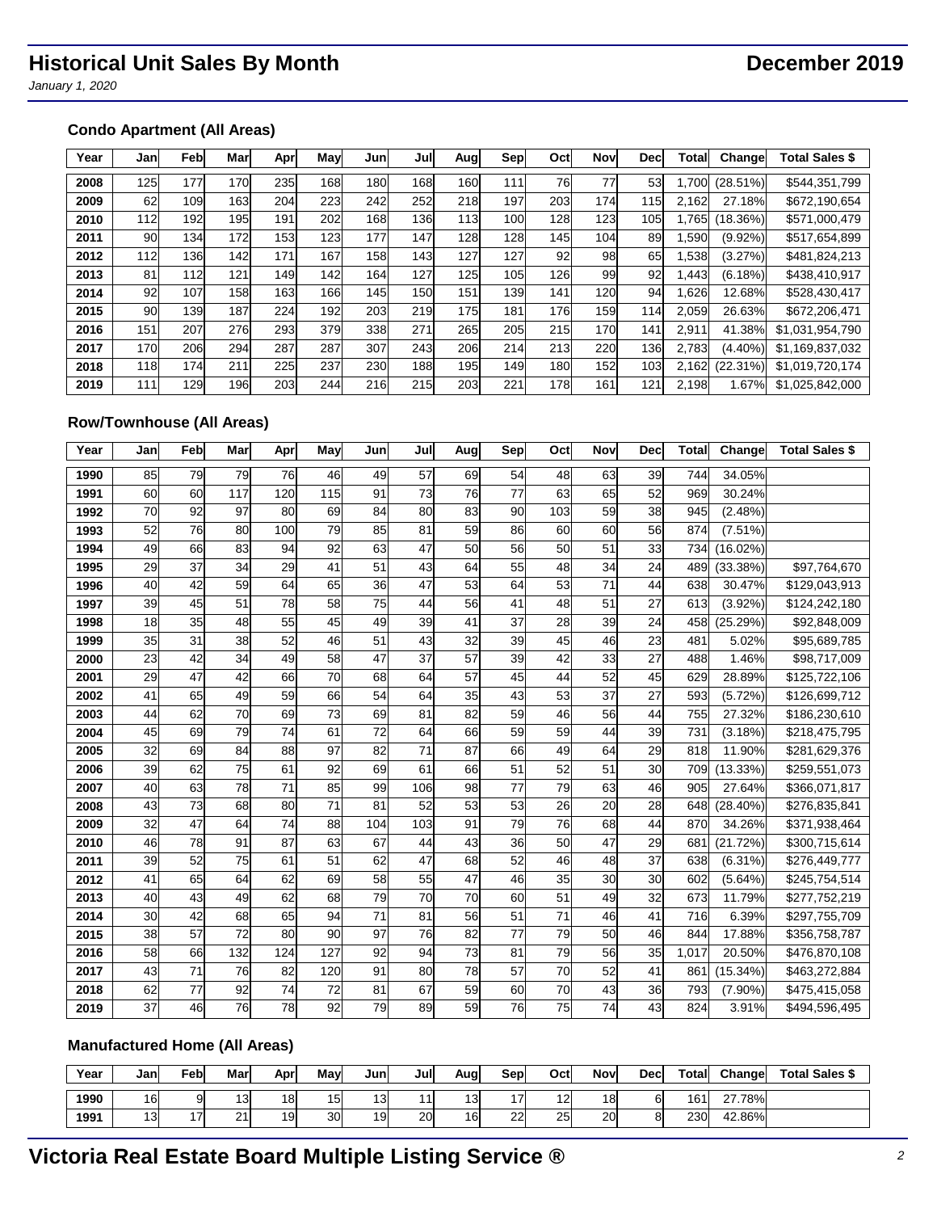# Historical Unit Sales By Month

**December 2019**

*January 1, 2020*

### Condo Apartment (All Areas)

| Year | Jan | Feb | Mar | Apr | May | Jun | Jul | Aug | Sep | Oct | Nov | Dec | Total | Change | Total Sales $ |
|---|---|---|---|---|---|---|---|---|---|---|---|---|---|---|---|
| **2008** | 125 | 177 | 170 | 235 | 168 | 180 | 168 | 160 | 111 | 76 | 77 | 53 | 1,700 | (28.51%) | $544,351,799 |
| **2009** | 62 | 109 | 163 | 204 | 223 | 242 | 252 | 218 | 197 | 203 | 174 | 115 | 2,162 | 27.18% | $672,190,654 |
| **2010** | 112 | 192 | 195 | 191 | 202 | 168 | 136 | 113 | 100 | 128 | 123 | 105 | 1,765 | (18.36%) | $571,000,479 |
| **2011** | 90 | 134 | 172 | 153 | 123 | 177 | 147 | 128 | 128 | 145 | 104 | 89 | 1,590 | (9.92%) | $517,654,899 |
| **2012** | 112 | 136 | 142 | 171 | 167 | 158 | 143 | 127 | 127 | 92 | 98 | 65 | 1,538 | (3.27%) | $481,824,213 |
| **2013** | 81 | 112 | 121 | 149 | 142 | 164 | 127 | 125 | 105 | 126 | 99 | 92 | 1,443 | (6.18%) | $438,410,917 |
| **2014** | 92 | 107 | 158 | 163 | 166 | 145 | 150 | 151 | 139 | 141 | 120 | 94 | 1,626 | 12.68% | $528,430,417 |
| **2015** | 90 | 139 | 187 | 224 | 192 | 203 | 219 | 175 | 181 | 176 | 159 | 114 | 2,059 | 26.63% | $672,206,471 |
| **2016** | 151 | 207 | 276 | 293 | 379 | 338 | 271 | 265 | 205 | 215 | 170 | 141 | 2,911 | 41.38% | $1,031,954,790 |
| **2017** | 170 | 206 | 294 | 287 | 287 | 307 | 243 | 206 | 214 | 213 | 220 | 136 | 2,783 | (4.40%) | $1,169,837,032 |
| **2018** | 118 | 174 | 211 | 225 | 237 | 230 | 188 | 195 | 149 | 180 | 152 | 103 | 2,162 | (22.31%) | $1,019,720,174 |
| **2019** | 111 | 129 | 196 | 203 | 244 | 216 | 215 | 203 | 221 | 178 | 161 | 121 | 2,198 | 1.67% | $1,025,842,000 |

### Row/Townhouse (All Areas)

| Year | Jan | Feb | Mar | Apr | May | Jun | Jul | Aug | Sep | Oct | Nov | Dec | Total | Change | Total Sales $ |
|---|---|---|---|---|---|---|---|---|---|---|---|---|---|---|---|
| **1990** | 85 | 79 | 79 | 76 | 46 | 49 | 57 | 69 | 54 | 48 | 63 | 39 | 744 | 34.05% | |
| **1991** | 60 | 60 | 117 | 120 | 115 | 91 | 73 | 76 | 77 | 63 | 65 | 52 | 969 | 30.24% | |
| **1992** | 70 | 92 | 97 | 80 | 69 | 84 | 80 | 83 | 90 | 103 | 59 | 38 | 945 | (2.48%) | |
| **1993** | 52 | 76 | 80 | 100 | 79 | 85 | 81 | 59 | 86 | 60 | 60 | 56 | 874 | (7.51%) | |
| **1994** | 49 | 66 | 83 | 94 | 92 | 63 | 47 | 50 | 56 | 50 | 51 | 33 | 734 | (16.02%) | |
| **1995** | 29 | 37 | 34 | 29 | 41 | 51 | 43 | 64 | 55 | 48 | 34 | 24 | 489 | (33.38%) | $97,764,670 |
| **1996** | 40 | 42 | 59 | 64 | 65 | 36 | 47 | 53 | 64 | 53 | 71 | 44 | 638 | 30.47% | $129,043,913 |
| **1997** | 39 | 45 | 51 | 78 | 58 | 75 | 44 | 56 | 41 | 48 | 51 | 27 | 613 | (3.92%) | $124,242,180 |
| **1998** | 18 | 35 | 48 | 55 | 45 | 49 | 39 | 41 | 37 | 28 | 39 | 24 | 458 | (25.29%) | $92,848,009 |
| **1999** | 35 | 31 | 38 | 52 | 46 | 51 | 43 | 32 | 39 | 45 | 46 | 23 | 481 | 5.02% | $95,689,785 |
| **2000** | 23 | 42 | 34 | 49 | 58 | 47 | 37 | 57 | 39 | 42 | 33 | 27 | 488 | 1.46% | $98,717,009 |
| **2001** | 29 | 47 | 42 | 66 | 70 | 68 | 64 | 57 | 45 | 44 | 52 | 45 | 629 | 28.89% | $125,722,106 |
| **2002** | 41 | 65 | 49 | 59 | 66 | 54 | 64 | 35 | 43 | 53 | 37 | 27 | 593 | (5.72%) | $126,699,712 |
| **2003** | 44 | 62 | 70 | 69 | 73 | 69 | 81 | 82 | 59 | 46 | 56 | 44 | 755 | 27.32% | $186,230,610 |
| **2004** | 45 | 69 | 79 | 74 | 61 | 72 | 64 | 66 | 59 | 59 | 44 | 39 | 731 | (3.18%) | $218,475,795 |
| **2005** | 32 | 69 | 84 | 88 | 97 | 82 | 71 | 87 | 66 | 49 | 64 | 29 | 818 | 11.90% | $281,629,376 |
| **2006** | 39 | 62 | 75 | 61 | 92 | 69 | 61 | 66 | 51 | 52 | 51 | 30 | 709 | (13.33%) | $259,551,073 |
| **2007** | 40 | 63 | 78 | 71 | 85 | 99 | 106 | 98 | 77 | 79 | 63 | 46 | 905 | 27.64% | $366,071,817 |
| **2008** | 43 | 73 | 68 | 80 | 71 | 81 | 52 | 53 | 53 | 26 | 20 | 28 | 648 | (28.40%) | $276,835,841 |
| **2009** | 32 | 47 | 64 | 74 | 88 | 104 | 103 | 91 | 79 | 76 | 68 | 44 | 870 | 34.26% | $371,938,464 |
| **2010** | 46 | 78 | 91 | 87 | 63 | 67 | 44 | 43 | 36 | 50 | 47 | 29 | 681 | (21.72%) | $300,715,614 |
| **2011** | 39 | 52 | 75 | 61 | 51 | 62 | 47 | 68 | 52 | 46 | 48 | 37 | 638 | (6.31%) | $276,449,777 |
| **2012** | 41 | 65 | 64 | 62 | 69 | 58 | 55 | 47 | 46 | 35 | 30 | 30 | 602 | (5.64%) | $245,754,514 |
| **2013** | 40 | 43 | 49 | 62 | 68 | 79 | 70 | 70 | 60 | 51 | 49 | 32 | 673 | 11.79% | $277,752,219 |
| **2014** | 30 | 42 | 68 | 65 | 94 | 71 | 81 | 56 | 51 | 71 | 46 | 41 | 716 | 6.39% | $297,755,709 |
| **2015** | 38 | 57 | 72 | 80 | 90 | 97 | 76 | 82 | 77 | 79 | 50 | 46 | 844 | 17.88% | $356,758,787 |
| **2016** | 58 | 66 | 132 | 124 | 127 | 92 | 94 | 73 | 81 | 79 | 56 | 35 | 1,017 | 20.50% | $476,870,108 |
| **2017** | 43 | 71 | 76 | 82 | 120 | 91 | 80 | 78 | 57 | 70 | 52 | 41 | 861 | (15.34%) | $463,272,884 |
| **2018** | 62 | 77 | 92 | 74 | 72 | 81 | 67 | 59 | 60 | 70 | 43 | 36 | 793 | (7.90%) | $475,415,058 |
| **2019** | 37 | 46 | 76 | 78 | 92 | 79 | 89 | 59 | 76 | 75 | 74 | 43 | 824 | 3.91% | $494,596,495 |

### Manufactured Home (All Areas)

| Year | Jan | Feb | Mar | Apr | May | Jun | Jul | Aug | Sep | Oct | Nov | Dec | Total | Change | Total Sales $ |
|---|---|---|---|---|---|---|---|---|---|---|---|---|---|---|---|
| **1990** | 16 | 9 | 13 | 18 | 15 | 13 | 11 | 13 | 17 | 12 | 18 | 6 | 161 | 27.78% | |
| **1991** | 13 | 17 | 21 | 19 | 30 | 19 | 20 | 16 | 22 | 25 | 20 | 8 | 230 | 42.86% | |

**Victoria Real Estate Board Multiple Listing Service ®**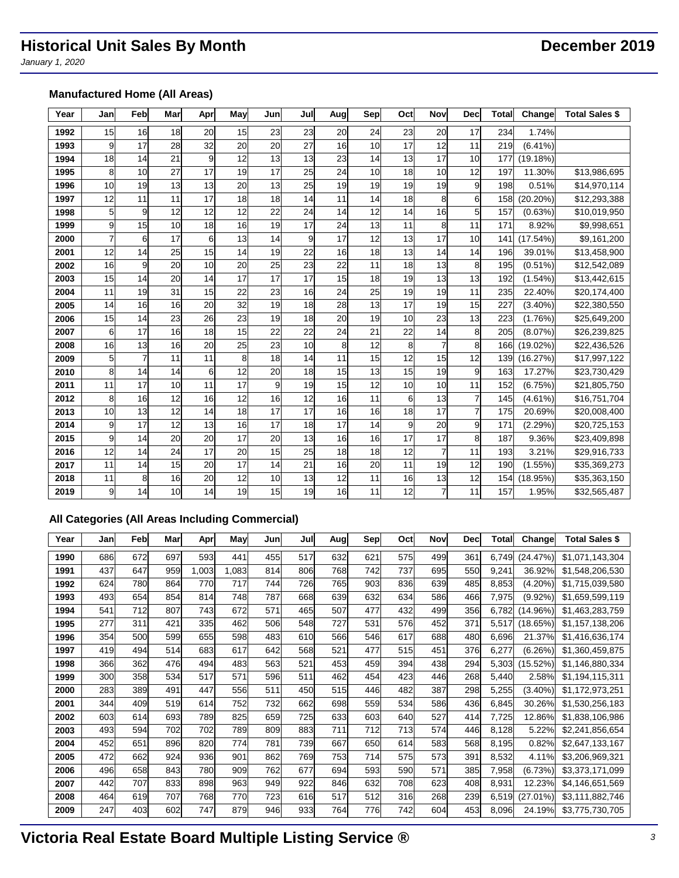# Historical Unit Sales By Month

**December 2019**

*January 1, 2020*

### Manufactured Home (All Areas)

| Year | Jan | Feb | Mar | Apr | May | Jun | Jul | Aug | Sep | Oct | Nov | Dec | Total | Change | Total Sales $ |
|---|---|---|---|---|---|---|---|---|---|---|---|---|---|---|---|
| 1992 | 15 | 16 | 18 | 20 | 15 | 23 | 23 | 20 | 24 | 23 | 20 | 17 | 234 | 1.74% | |
| 1993 | 9 | 17 | 28 | 32 | 20 | 20 | 27 | 16 | 10 | 17 | 12 | 11 | 219 | (6.41%) | |
| 1994 | 18 | 14 | 21 | 9 | 12 | 13 | 13 | 23 | 14 | 13 | 17 | 10 | 177 | (19.18%) | |
| 1995 | 8 | 10 | 27 | 17 | 19 | 17 | 25 | 24 | 10 | 18 | 10 | 12 | 197 | 11.30% | $13,986,695 |
| 1996 | 10 | 19 | 13 | 13 | 20 | 13 | 25 | 19 | 19 | 19 | 19 | 9 | 198 | 0.51% | $14,970,114 |
| 1997 | 12 | 11 | 11 | 17 | 18 | 18 | 14 | 11 | 14 | 18 | 8 | 6 | 158 | (20.20%) | $12,293,388 |
| 1998 | 5 | 9 | 12 | 12 | 12 | 22 | 24 | 14 | 12 | 14 | 16 | 5 | 157 | (0.63%) | $10,019,950 |
| 1999 | 9 | 15 | 10 | 18 | 16 | 19 | 17 | 24 | 13 | 11 | 8 | 11 | 171 | 8.92% | $9,998,651 |
| 2000 | 7 | 6 | 17 | 6 | 13 | 14 | 9 | 17 | 12 | 13 | 17 | 10 | 141 | (17.54%) | $9,161,200 |
| 2001 | 12 | 14 | 25 | 15 | 14 | 19 | 22 | 16 | 18 | 13 | 14 | 14 | 196 | 39.01% | $13,458,900 |
| 2002 | 16 | 9 | 20 | 10 | 20 | 25 | 23 | 22 | 11 | 18 | 13 | 8 | 195 | (0.51%) | $12,542,089 |
| 2003 | 15 | 14 | 20 | 14 | 17 | 17 | 17 | 15 | 18 | 19 | 13 | 13 | 192 | (1.54%) | $13,442,615 |
| 2004 | 11 | 19 | 31 | 15 | 22 | 23 | 16 | 24 | 25 | 19 | 19 | 11 | 235 | 22.40% | $20,174,400 |
| 2005 | 14 | 16 | 16 | 20 | 32 | 19 | 18 | 28 | 13 | 17 | 19 | 15 | 227 | (3.40%) | $22,380,550 |
| 2006 | 15 | 14 | 23 | 26 | 23 | 19 | 18 | 20 | 19 | 10 | 23 | 13 | 223 | (1.76%) | $25,649,200 |
| 2007 | 6 | 17 | 16 | 18 | 15 | 22 | 22 | 24 | 21 | 22 | 14 | 8 | 205 | (8.07%) | $26,239,825 |
| 2008 | 16 | 13 | 16 | 20 | 25 | 23 | 10 | 8 | 12 | 8 | 7 | 8 | 166 | (19.02%) | $22,436,526 |
| 2009 | 5 | 7 | 11 | 11 | 8 | 18 | 14 | 11 | 15 | 12 | 15 | 12 | 139 | (16.27%) | $17,997,122 |
| 2010 | 8 | 14 | 14 | 6 | 12 | 20 | 18 | 15 | 13 | 15 | 19 | 9 | 163 | 17.27% | $23,730,429 |
| 2011 | 11 | 17 | 10 | 11 | 17 | 9 | 19 | 15 | 12 | 10 | 10 | 11 | 152 | (6.75%) | $21,805,750 |
| 2012 | 8 | 16 | 12 | 16 | 12 | 16 | 12 | 16 | 11 | 6 | 13 | 7 | 145 | (4.61%) | $16,751,704 |
| 2013 | 10 | 13 | 12 | 14 | 18 | 17 | 17 | 16 | 16 | 18 | 17 | 7 | 175 | 20.69% | $20,008,400 |
| 2014 | 9 | 17 | 12 | 13 | 16 | 17 | 18 | 17 | 14 | 9 | 20 | 9 | 171 | (2.29%) | $20,725,153 |
| 2015 | 9 | 14 | 20 | 20 | 17 | 20 | 13 | 16 | 16 | 17 | 17 | 8 | 187 | 9.36% | $23,409,898 |
| 2016 | 12 | 14 | 24 | 17 | 20 | 15 | 25 | 18 | 18 | 12 | 7 | 11 | 193 | 3.21% | $29,916,733 |
| 2017 | 11 | 14 | 15 | 20 | 17 | 14 | 21 | 16 | 20 | 11 | 19 | 12 | 190 | (1.55%) | $35,369,273 |
| 2018 | 11 | 8 | 16 | 20 | 12 | 10 | 13 | 12 | 11 | 16 | 13 | 12 | 154 | (18.95%) | $35,363,150 |
| 2019 | 9 | 14 | 10 | 14 | 19 | 15 | 19 | 16 | 11 | 12 | 7 | 11 | 157 | 1.95% | $32,565,487 |

### All Categories (All Areas Including Commercial)

| Year | Jan | Feb | Mar | Apr | May | Jun | Jul | Aug | Sep | Oct | Nov | Dec | Total | Change | Total Sales $ |
|---|---|---|---|---|---|---|---|---|---|---|---|---|---|---|---|
| 1990 | 686 | 672 | 697 | 593 | 441 | 455 | 517 | 632 | 621 | 575 | 499 | 361 | 6,749 | (24.47%) | $1,071,143,304 |
| 1991 | 437 | 647 | 959 | 1,003 | 1,083 | 814 | 806 | 768 | 742 | 737 | 695 | 550 | 9,241 | 36.92% | $1,548,206,530 |
| 1992 | 624 | 780 | 864 | 770 | 717 | 744 | 726 | 765 | 903 | 836 | 639 | 485 | 8,853 | (4.20%) | $1,715,039,580 |
| 1993 | 493 | 654 | 854 | 814 | 748 | 787 | 668 | 639 | 632 | 634 | 586 | 466 | 7,975 | (9.92%) | $1,659,599,119 |
| 1994 | 541 | 712 | 807 | 743 | 672 | 571 | 465 | 507 | 477 | 432 | 499 | 356 | 6,782 | (14.96%) | $1,463,283,759 |
| 1995 | 277 | 311 | 421 | 335 | 462 | 506 | 548 | 727 | 531 | 576 | 452 | 371 | 5,517 | (18.65%) | $1,157,138,206 |
| 1996 | 354 | 500 | 599 | 655 | 598 | 483 | 610 | 566 | 546 | 617 | 688 | 480 | 6,696 | 21.37% | $1,416,636,174 |
| 1997 | 419 | 494 | 514 | 683 | 617 | 642 | 568 | 521 | 477 | 515 | 451 | 376 | 6,277 | (6.26%) | $1,360,459,875 |
| 1998 | 366 | 362 | 476 | 494 | 483 | 563 | 521 | 453 | 459 | 394 | 438 | 294 | 5,303 | (15.52%) | $1,146,880,334 |
| 1999 | 300 | 358 | 534 | 517 | 571 | 596 | 511 | 462 | 454 | 423 | 446 | 268 | 5,440 | 2.58% | $1,194,115,311 |
| 2000 | 283 | 389 | 491 | 447 | 556 | 511 | 450 | 515 | 446 | 482 | 387 | 298 | 5,255 | (3.40%) | $1,172,973,251 |
| 2001 | 344 | 409 | 519 | 614 | 752 | 732 | 662 | 698 | 559 | 534 | 586 | 436 | 6,845 | 30.26% | $1,530,256,183 |
| 2002 | 603 | 614 | 693 | 789 | 825 | 659 | 725 | 633 | 603 | 640 | 527 | 414 | 7,725 | 12.86% | $1,838,106,986 |
| 2003 | 493 | 594 | 702 | 702 | 789 | 809 | 883 | 711 | 712 | 713 | 574 | 446 | 8,128 | 5.22% | $2,241,856,654 |
| 2004 | 452 | 651 | 896 | 820 | 774 | 781 | 739 | 667 | 650 | 614 | 583 | 568 | 8,195 | 0.82% | $2,647,133,167 |
| 2005 | 472 | 662 | 924 | 936 | 901 | 862 | 769 | 753 | 714 | 575 | 573 | 391 | 8,532 | 4.11% | $3,206,969,321 |
| 2006 | 496 | 658 | 843 | 780 | 909 | 762 | 677 | 694 | 593 | 590 | 571 | 385 | 7,958 | (6.73%) | $3,373,171,099 |
| 2007 | 442 | 707 | 833 | 898 | 963 | 949 | 922 | 846 | 632 | 708 | 623 | 408 | 8,931 | 12.23% | $4,146,651,569 |
| 2008 | 464 | 619 | 707 | 768 | 770 | 723 | 616 | 517 | 512 | 316 | 268 | 239 | 6,519 | (27.01%) | $3,111,882,746 |
| 2009 | 247 | 403 | 602 | 747 | 879 | 946 | 933 | 764 | 776 | 742 | 604 | 453 | 8,096 | 24.19% | $3,775,730,705 |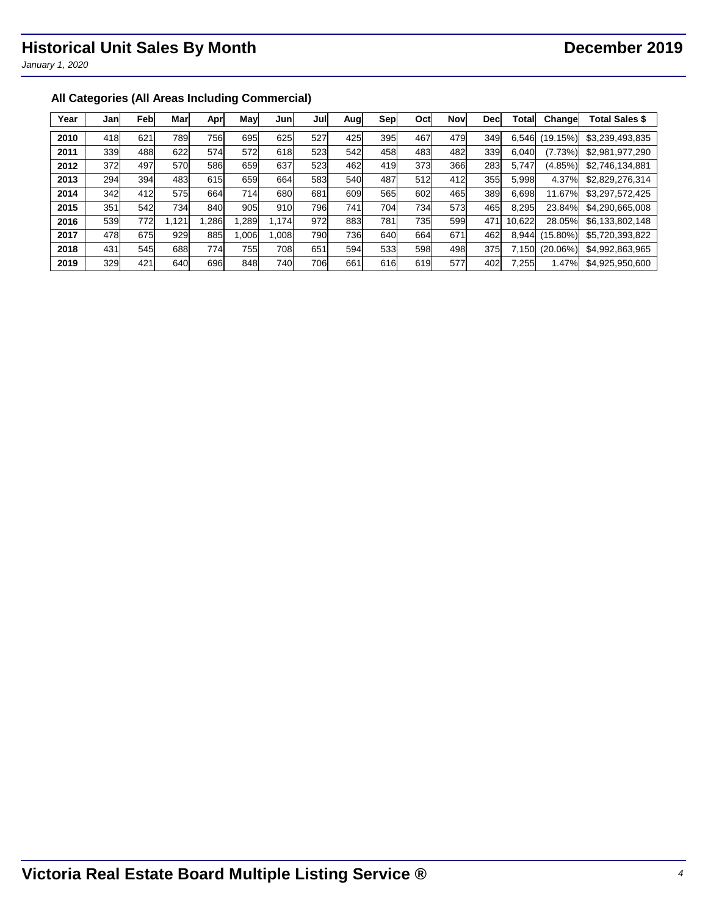# Historical Unit Sales By Month

## December 2019

*January 1, 2020*

### All Categories (All Areas Including Commercial)

| Year | Jan | Feb | Mar | Apr | May | Jun | Jul | Aug | Sep | Oct | Nov | Dec | Total | Change | Total Sales $ |
|---|---|---|---|---|---|---|---|---|---|---|---|---|---|---|---|
| **2010** | 418 | 621 | 789 | 756 | 695 | 625 | 527 | 425 | 395 | 467 | 479 | 349 | 6,546 | (19.15%) | $3,239,493,835 |
| **2011** | 339 | 488 | 622 | 574 | 572 | 618 | 523 | 542 | 458 | 483 | 482 | 339 | 6,040 | (7.73%) | $2,981,977,290 |
| **2012** | 372 | 497 | 570 | 586 | 659 | 637 | 523 | 462 | 419 | 373 | 366 | 283 | 5,747 | (4.85%) | $2,746,134,881 |
| **2013** | 294 | 394 | 483 | 615 | 659 | 664 | 583 | 540 | 487 | 512 | 412 | 355 | 5,998 | 4.37% | $2,829,276,314 |
| **2014** | 342 | 412 | 575 | 664 | 714 | 680 | 681 | 609 | 565 | 602 | 465 | 389 | 6,698 | 11.67% | $3,297,572,425 |
| **2015** | 351 | 542 | 734 | 840 | 905 | 910 | 796 | 741 | 704 | 734 | 573 | 465 | 8,295 | 23.84% | $4,290,665,008 |
| **2016** | 539 | 772 | 1,121 | 1,286 | 1,289 | 1,174 | 972 | 883 | 781 | 735 | 599 | 471 | 10,622 | 28.05% | $6,133,802,148 |
| **2017** | 478 | 675 | 929 | 885 | 1,006 | 1,008 | 790 | 736 | 640 | 664 | 671 | 462 | 8,944 | (15.80%) | $5,720,393,822 |
| **2018** | 431 | 545 | 688 | 774 | 755 | 708 | 651 | 594 | 533 | 598 | 498 | 375 | 7,150 | (20.06%) | $4,992,863,965 |
| **2019** | 329 | 421 | 640 | 696 | 848 | 740 | 706 | 661 | 616 | 619 | 577 | 402 | 7,255 | 1.47% | $4,925,950,600 |